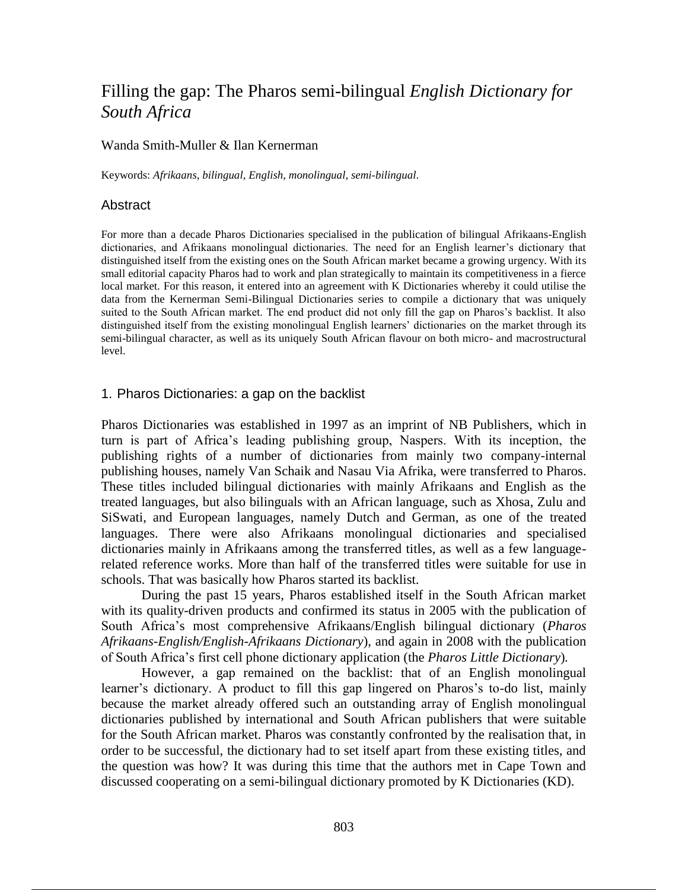# Filling the gap: The Pharos semi-bilingual *English Dictionary for South Africa*

Wanda Smith-Muller & Ilan Kernerman

Keywords: *Afrikaans, bilingual, English, monolingual, semi-bilingual.*

## Abstract

For more than a decade Pharos Dictionaries specialised in the publication of bilingual Afrikaans-English dictionaries, and Afrikaans monolingual dictionaries. The need for an English learner's dictionary that distinguished itself from the existing ones on the South African market became a growing urgency. With its small editorial capacity Pharos had to work and plan strategically to maintain its competitiveness in a fierce local market. For this reason, it entered into an agreement with K Dictionaries whereby it could utilise the data from the Kernerman Semi-Bilingual Dictionaries series to compile a dictionary that was uniquely suited to the South African market. The end product did not only fill the gap on Pharos's backlist. It also distinguished itself from the existing monolingual English learners' dictionaries on the market through its semi-bilingual character, as well as its uniquely South African flavour on both micro- and macrostructural level.

## 1. Pharos Dictionaries: a gap on the backlist

Pharos Dictionaries was established in 1997 as an imprint of NB Publishers, which in turn is part of Africa's leading publishing group, Naspers. With its inception, the publishing rights of a number of dictionaries from mainly two company-internal publishing houses, namely Van Schaik and Nasau Via Afrika, were transferred to Pharos. These titles included bilingual dictionaries with mainly Afrikaans and English as the treated languages, but also bilinguals with an African language, such as Xhosa, Zulu and SiSwati, and European languages, namely Dutch and German, as one of the treated languages. There were also Afrikaans monolingual dictionaries and specialised dictionaries mainly in Afrikaans among the transferred titles, as well as a few language-related reference works. More than half of the transferred titles were suitable for use in schools. That was basically how Pharos started its backlist.

During the past 15 years, Pharos established itself in the South African market with its quality-driven products and confirmed its status in 2005 with the publication of South Africa's most comprehensive Afrikaans/English bilingual dictionary (*Pharos Afrikaans-English/English-Afrikaans Dictionary*), and again in 2008 with the publication of South Africa's first cell phone dictionary application (the *Pharos Little Dictionary*).

However, a gap remained on the backlist: that of an English monolingual learner's dictionary. A product to fill this gap lingered on Pharos's to-do list, mainly because the market already offered such an outstanding array of English monolingual dictionaries published by international and South African publishers that were suitable for the South African market. Pharos was constantly confronted by the realisation that, in order to be successful, the dictionary had to set itself apart from these existing titles, and the question was how? It was during this time that the authors met in Cape Town and discussed cooperating on a semi-bilingual dictionary promoted by K Dictionaries (KD).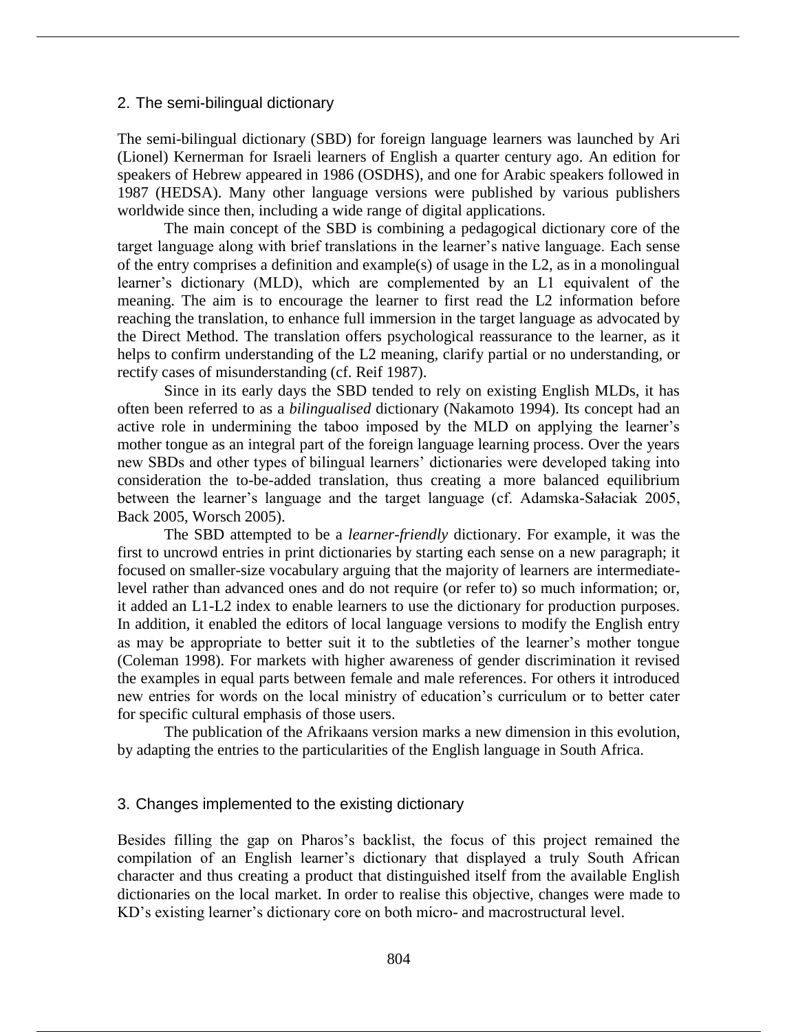## 2. The semi-bilingual dictionary

The semi-bilingual dictionary (SBD) for foreign language learners was launched by Ari (Lionel) Kernerman for Israeli learners of English a quarter century ago. An edition for speakers of Hebrew appeared in 1986 (OSDHS), and one for Arabic speakers followed in 1987 (HEDSA). Many other language versions were published by various publishers worldwide since then, including a wide range of digital applications.

The main concept of the SBD is combining a pedagogical dictionary core of the target language along with brief translations in the learner's native language. Each sense of the entry comprises a definition and example(s) of usage in the L2, as in a monolingual learner's dictionary (MLD), which are complemented by an L1 equivalent of the meaning. The aim is to encourage the learner to first read the L2 information before reaching the translation, to enhance full immersion in the target language as advocated by the Direct Method. The translation offers psychological reassurance to the learner, as it helps to confirm understanding of the L2 meaning, clarify partial or no understanding, or rectify cases of misunderstanding (cf. Reif 1987).

Since in its early days the SBD tended to rely on existing English MLDs, it has often been referred to as a *bilingualised* dictionary (Nakamoto 1994). Its concept had an active role in undermining the taboo imposed by the MLD on applying the learner's mother tongue as an integral part of the foreign language learning process. Over the years new SBDs and other types of bilingual learners' dictionaries were developed taking into consideration the to-be-added translation, thus creating a more balanced equilibrium between the learner's language and the target language (cf. Adamska-Sałaciak 2005, Back 2005, Worsch 2005).

The SBD attempted to be a *learner-friendly* dictionary. For example, it was the first to uncrowd entries in print dictionaries by starting each sense on a new paragraph; it focused on smaller-size vocabulary arguing that the majority of learners are intermediate-level rather than advanced ones and do not require (or refer to) so much information; or, it added an L1-L2 index to enable learners to use the dictionary for production purposes. In addition, it enabled the editors of local language versions to modify the English entry as may be appropriate to better suit it to the subtleties of the learner's mother tongue (Coleman 1998). For markets with higher awareness of gender discrimination it revised the examples in equal parts between female and male references. For others it introduced new entries for words on the local ministry of education's curriculum or to better cater for specific cultural emphasis of those users.

The publication of the Afrikaans version marks a new dimension in this evolution, by adapting the entries to the particularities of the English language in South Africa.

## 3. Changes implemented to the existing dictionary

Besides filling the gap on Pharos's backlist, the focus of this project remained the compilation of an English learner's dictionary that displayed a truly South African character and thus creating a product that distinguished itself from the available English dictionaries on the local market. In order to realise this objective, changes were made to KD's existing learner's dictionary core on both micro- and macrostructural level.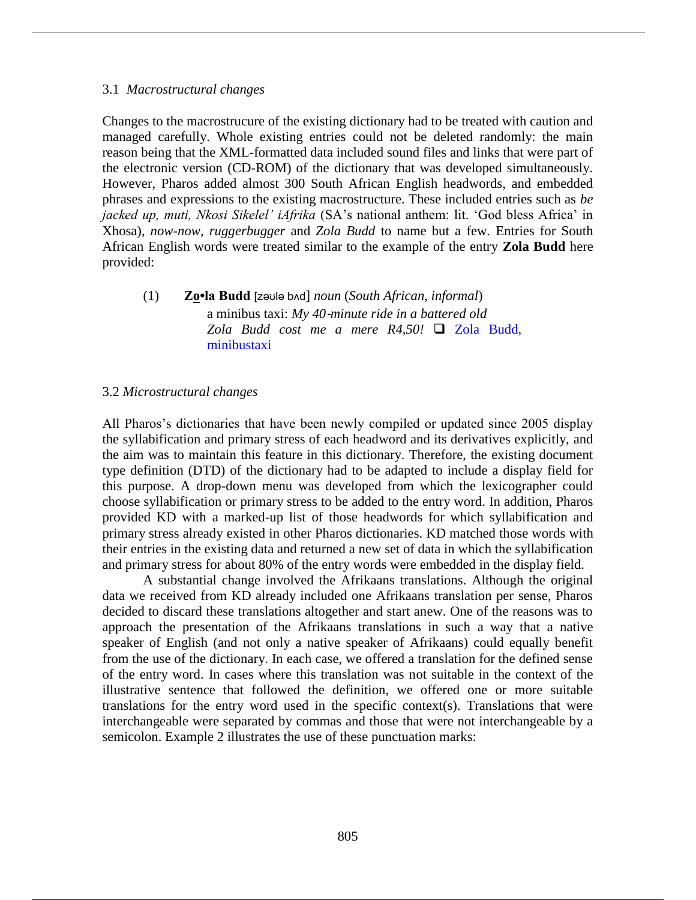### 3.1 *Macrostructural changes*

Changes to the macrostrucure of the existing dictionary had to be treated with caution and managed carefully. Whole existing entries could not be deleted randomly: the main reason being that the XML-formatted data included sound files and links that were part of the electronic version (CD-ROM) of the dictionary that was developed simultaneously. However, Pharos added almost 300 South African English headwords, and embedded phrases and expressions to the existing macrostructure. These included entries such as *be jacked up, muti, Nkosi Sikelel' iAfrika* (SA's national anthem: lit. 'God bless Africa' in Xhosa), *now-now, ruggerbugger* and *Zola Budd* to name but a few. Entries for South African English words were treated similar to the example of the entry **Zola Budd** here provided:

(1) **Zo•la Budd** [zəʊlə bʌd] *noun* (*South African, informal*)
a minibus taxi: *My 40-minute ride in a battered old Zola Budd cost me a mere R4,50!* ❑ Zola Budd, minibustaxi

### 3.2 *Microstructural changes*

All Pharos's dictionaries that have been newly compiled or updated since 2005 display the syllabification and primary stress of each headword and its derivatives explicitly, and the aim was to maintain this feature in this dictionary. Therefore, the existing document type definition (DTD) of the dictionary had to be adapted to include a display field for this purpose. A drop-down menu was developed from which the lexicographer could choose syllabification or primary stress to be added to the entry word. In addition, Pharos provided KD with a marked-up list of those headwords for which syllabification and primary stress already existed in other Pharos dictionaries. KD matched those words with their entries in the existing data and returned a new set of data in which the syllabification and primary stress for about 80% of the entry words were embedded in the display field.

A substantial change involved the Afrikaans translations. Although the original data we received from KD already included one Afrikaans translation per sense, Pharos decided to discard these translations altogether and start anew. One of the reasons was to approach the presentation of the Afrikaans translations in such a way that a native speaker of English (and not only a native speaker of Afrikaans) could equally benefit from the use of the dictionary. In each case, we offered a translation for the defined sense of the entry word. In cases where this translation was not suitable in the context of the illustrative sentence that followed the definition, we offered one or more suitable translations for the entry word used in the specific context(s). Translations that were interchangeable were separated by commas and those that were not interchangeable by a semicolon. Example 2 illustrates the use of these punctuation marks: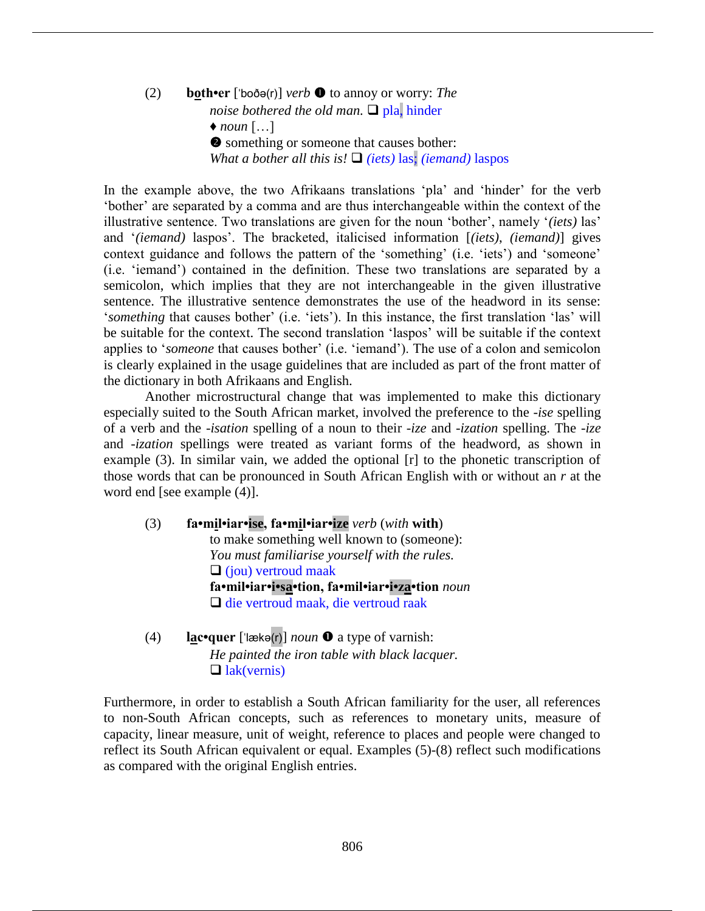(2) **bo̲th•er** [ˈboðə(r)] *verb* ❶ to annoy or worry: *The noise bothered the old man.* ❑ pla, hinder
♦ *noun* […]
❷ something or someone that causes bother: *What a bother all this is!* ❑ *(iets)* las; *(iemand)* laspos

In the example above, the two Afrikaans translations 'pla' and 'hinder' for the verb 'bother' are separated by a comma and are thus interchangeable within the context of the illustrative sentence. Two translations are given for the noun 'bother', namely '*(iets)* las' and '*(iemand)* laspos'. The bracketed, italicised information [*(iets)*, *(iemand)*] gives context guidance and follows the pattern of the 'something' (i.e. 'iets') and 'someone' (i.e. 'iemand') contained in the definition. These two translations are separated by a semicolon, which implies that they are not interchangeable in the given illustrative sentence. The illustrative sentence demonstrates the use of the headword in its sense: '*something* that causes bother' (i.e. 'iets'). In this instance, the first translation 'las' will be suitable for the context. The second translation 'laspos' will be suitable if the context applies to '*someone* that causes bother' (i.e. 'iemand'). The use of a colon and semicolon is clearly explained in the usage guidelines that are included as part of the front matter of the dictionary in both Afrikaans and English.

Another microstructural change that was implemented to make this dictionary especially suited to the South African market, involved the preference to the *-ise* spelling of a verb and the *-isation* spelling of a noun to their *-ize* and *-ization* spelling. The *-ize* and *-ization* spellings were treated as variant forms of the headword, as shown in example (3). In similar vain, we added the optional [r] to the phonetic transcription of those words that can be pronounced in South African English with or without an *r* at the word end [see example (4)].

(3) **fa•mi̲l•iar•ise, fa•mi̲l•iar•ize** *verb* (*with* **with**)
to make something well known to (someone): *You must familiarise yourself with the rules.*
❑ (jou) vertroud maak
**fa•mil•iar•i•sa̲•tion, fa•mil•iar•i•za̲•tion** *noun*
❑ die vertroud maak, die vertroud raak

(4) **la̲c•quer** [ˈlækə(r)] *noun* ❶ a type of varnish:
*He painted the iron table with black lacquer.*
❑ lak(vernis)

Furthermore, in order to establish a South African familiarity for the user, all references to non-South African concepts, such as references to monetary units, measure of capacity, linear measure, unit of weight, reference to places and people were changed to reflect its South African equivalent or equal. Examples (5)-(8) reflect such modifications as compared with the original English entries.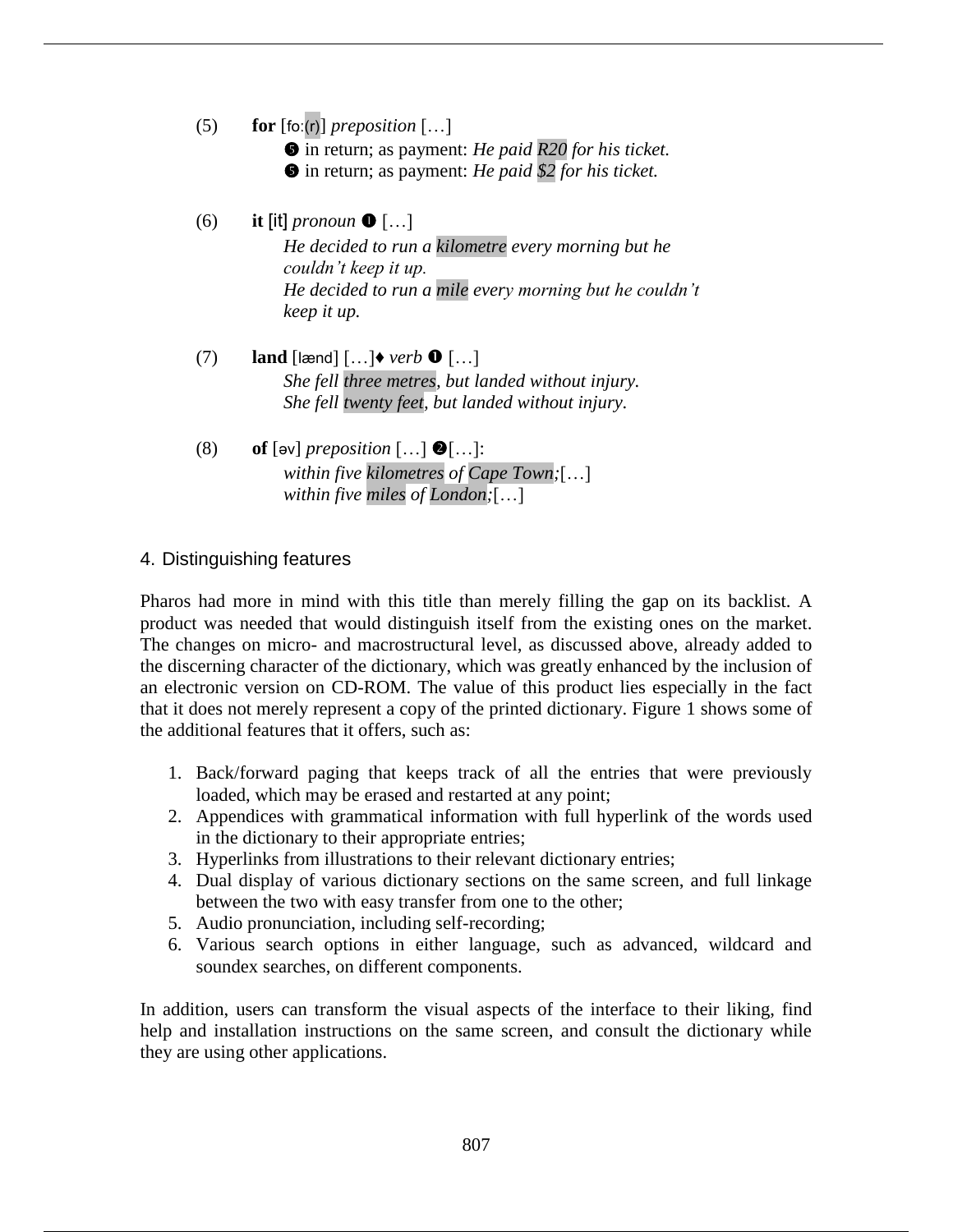(5) **for** [fo:(r)] *preposition* […]

❺ in return; as payment: *He paid R20 for his ticket.*
❺ in return; as payment: *He paid $2 for his ticket.*

(6) **it** [it] *pronoun* ❶ […]

*He decided to run a kilometre every morning but he couldn't keep it up.*
*He decided to run a mile every morning but he couldn't keep it up.*

(7) **land** [lænd] […]♦ *verb* ❶ […]

*She fell three metres, but landed without injury.*
*She fell twenty feet, but landed without injury.*

(8) **of** [əv] *preposition* […] ❷[…]:

*within five kilometres of Cape Town;*[…]
*within five miles of London;*[…]

## 4. Distinguishing features

Pharos had more in mind with this title than merely filling the gap on its backlist. A product was needed that would distinguish itself from the existing ones on the market. The changes on micro- and macrostructural level, as discussed above, already added to the discerning character of the dictionary, which was greatly enhanced by the inclusion of an electronic version on CD-ROM. The value of this product lies especially in the fact that it does not merely represent a copy of the printed dictionary. Figure 1 shows some of the additional features that it offers, such as:

1. Back/forward paging that keeps track of all the entries that were previously loaded, which may be erased and restarted at any point;
2. Appendices with grammatical information with full hyperlink of the words used in the dictionary to their appropriate entries;
3. Hyperlinks from illustrations to their relevant dictionary entries;
4. Dual display of various dictionary sections on the same screen, and full linkage between the two with easy transfer from one to the other;
5. Audio pronunciation, including self-recording;
6. Various search options in either language, such as advanced, wildcard and soundex searches, on different components.

In addition, users can transform the visual aspects of the interface to their liking, find help and installation instructions on the same screen, and consult the dictionary while they are using other applications.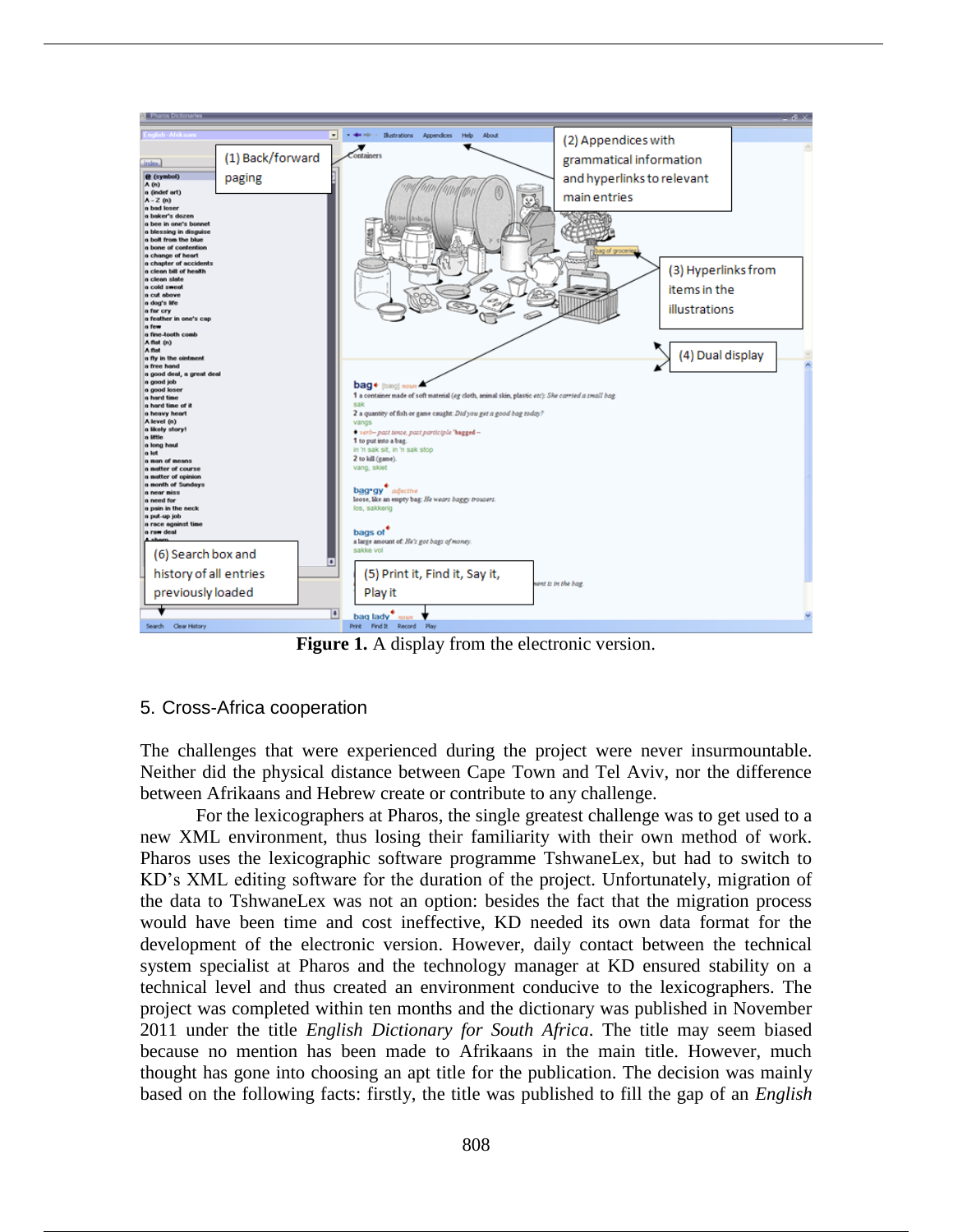**Figure 1.** A display from the electronic version.

## 5. Cross-Africa cooperation

The challenges that were experienced during the project were never insurmountable. Neither did the physical distance between Cape Town and Tel Aviv, nor the difference between Afrikaans and Hebrew create or contribute to any challenge.

For the lexicographers at Pharos, the single greatest challenge was to get used to a new XML environment, thus losing their familiarity with their own method of work. Pharos uses the lexicographic software programme TshwaneLex, but had to switch to KD's XML editing software for the duration of the project. Unfortunately, migration of the data to TshwaneLex was not an option: besides the fact that the migration process would have been time and cost ineffective, KD needed its own data format for the development of the electronic version. However, daily contact between the technical system specialist at Pharos and the technology manager at KD ensured stability on a technical level and thus created an environment conducive to the lexicographers. The project was completed within ten months and the dictionary was published in November 2011 under the title *English Dictionary for South Africa*. The title may seem biased because no mention has been made to Afrikaans in the main title. However, much thought has gone into choosing an apt title for the publication. The decision was mainly based on the following facts: firstly, the title was published to fill the gap of an *English*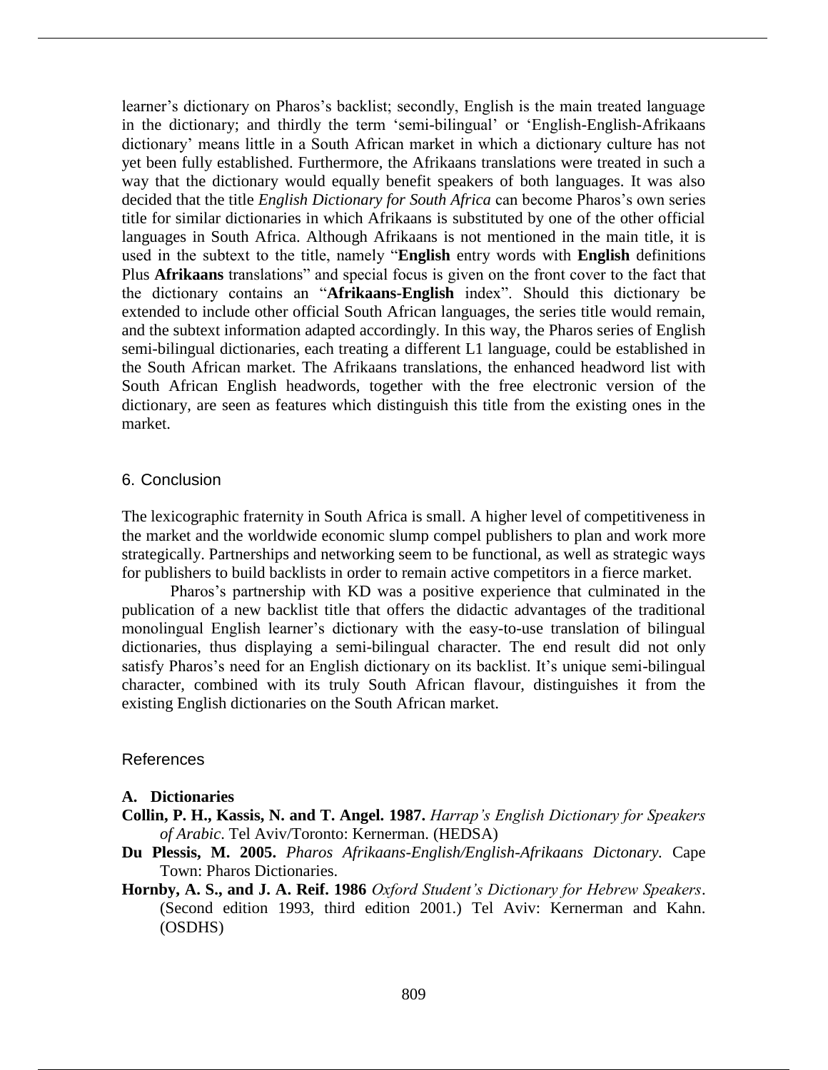learner's dictionary on Pharos's backlist; secondly, English is the main treated language in the dictionary; and thirdly the term 'semi-bilingual' or 'English-English-Afrikaans dictionary' means little in a South African market in which a dictionary culture has not yet been fully established. Furthermore, the Afrikaans translations were treated in such a way that the dictionary would equally benefit speakers of both languages. It was also decided that the title *English Dictionary for South Africa* can become Pharos's own series title for similar dictionaries in which Afrikaans is substituted by one of the other official languages in South Africa. Although Afrikaans is not mentioned in the main title, it is used in the subtext to the title, namely "**English** entry words with **English** definitions Plus **Afrikaans** translations" and special focus is given on the front cover to the fact that the dictionary contains an "**Afrikaans-English** index". Should this dictionary be extended to include other official South African languages, the series title would remain, and the subtext information adapted accordingly. In this way, the Pharos series of English semi-bilingual dictionaries, each treating a different L1 language, could be established in the South African market. The Afrikaans translations, the enhanced headword list with South African English headwords, together with the free electronic version of the dictionary, are seen as features which distinguish this title from the existing ones in the market.

## 6. Conclusion

The lexicographic fraternity in South Africa is small. A higher level of competitiveness in the market and the worldwide economic slump compel publishers to plan and work more strategically. Partnerships and networking seem to be functional, as well as strategic ways for publishers to build backlists in order to remain active competitors in a fierce market.

Pharos's partnership with KD was a positive experience that culminated in the publication of a new backlist title that offers the didactic advantages of the traditional monolingual English learner's dictionary with the easy-to-use translation of bilingual dictionaries, thus displaying a semi-bilingual character. The end result did not only satisfy Pharos's need for an English dictionary on its backlist. It's unique semi-bilingual character, combined with its truly South African flavour, distinguishes it from the existing English dictionaries on the South African market.

## References

**A. Dictionaries**

**Collin, P. H., Kassis, N. and T. Angel. 1987.** *Harrap's English Dictionary for Speakers of Arabic*. Tel Aviv/Toronto: Kernerman. (HEDSA)

**Du Plessis, M. 2005.** *Pharos Afrikaans-English/English-Afrikaans Dictonary.* Cape Town: Pharos Dictionaries.

**Hornby, A. S., and J. A. Reif. 1986** *Oxford Student's Dictionary for Hebrew Speakers*. (Second edition 1993, third edition 2001.) Tel Aviv: Kernerman and Kahn. (OSDHS)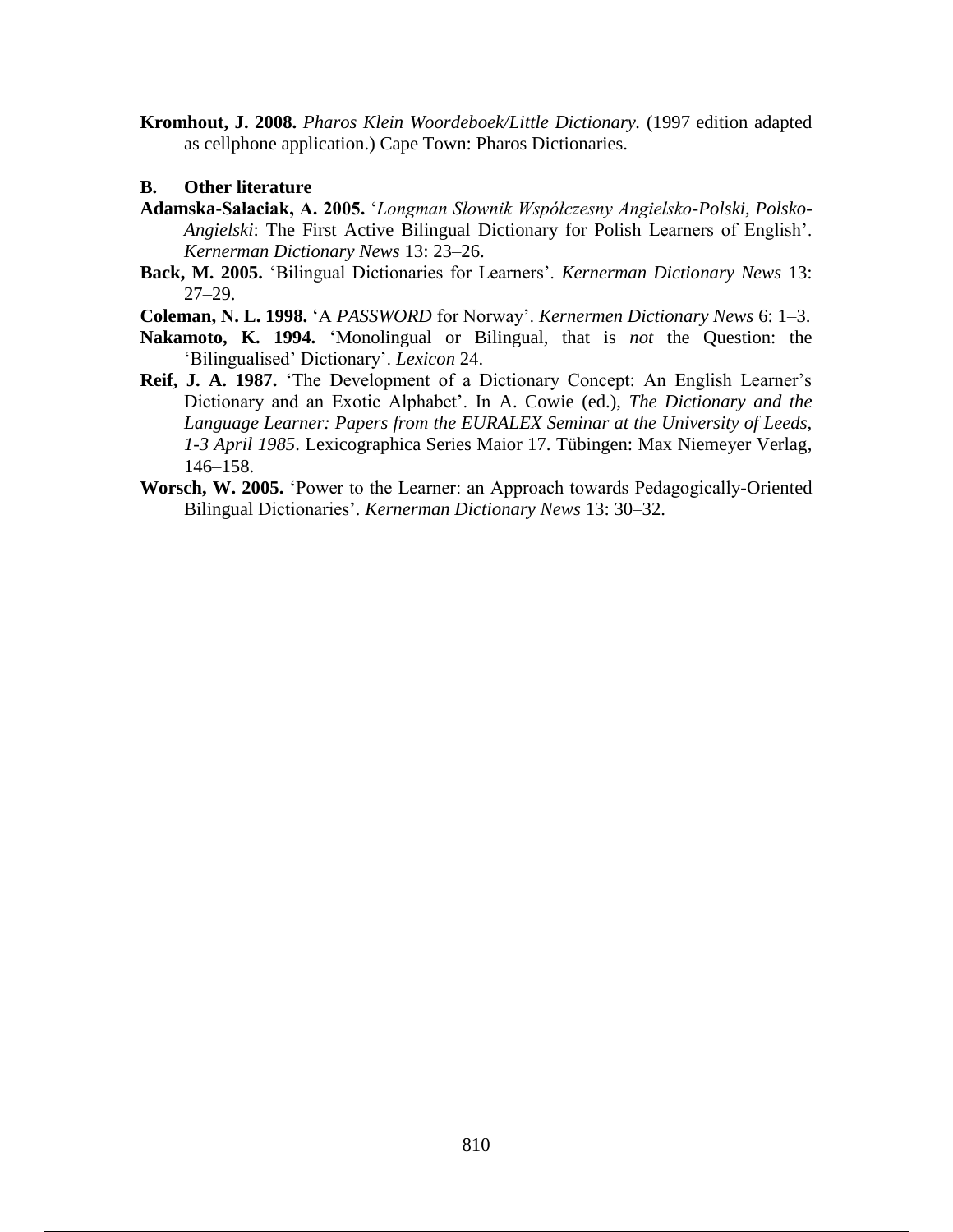**Kromhout, J. 2008.** *Pharos Klein Woordeboek/Little Dictionary.* (1997 edition adapted as cellphone application.) Cape Town: Pharos Dictionaries.

### B. Other literature

**Adamska-Sałaciak, A. 2005.** '*Longman Słownik Współczesny Angielsko-Polski, Polsko-Angielski*: The First Active Bilingual Dictionary for Polish Learners of English'. *Kernerman Dictionary News* 13: 23–26.

**Back, M. 2005.** 'Bilingual Dictionaries for Learners'. *Kernerman Dictionary News* 13: 27–29.

**Coleman, N. L. 1998.** 'A *PASSWORD* for Norway'. *Kernermen Dictionary News* 6: 1–3.

**Nakamoto, K. 1994.** 'Monolingual or Bilingual, that is *not* the Question: the 'Bilingualised' Dictionary'. *Lexicon* 24.

**Reif, J. A. 1987.** 'The Development of a Dictionary Concept: An English Learner's Dictionary and an Exotic Alphabet'. In A. Cowie (ed.), *The Dictionary and the Language Learner: Papers from the EURALEX Seminar at the University of Leeds, 1-3 April 1985*. Lexicographica Series Maior 17. Tübingen: Max Niemeyer Verlag, 146–158.

**Worsch, W. 2005.** 'Power to the Learner: an Approach towards Pedagogically-Oriented Bilingual Dictionaries'. *Kernerman Dictionary News* 13: 30–32.